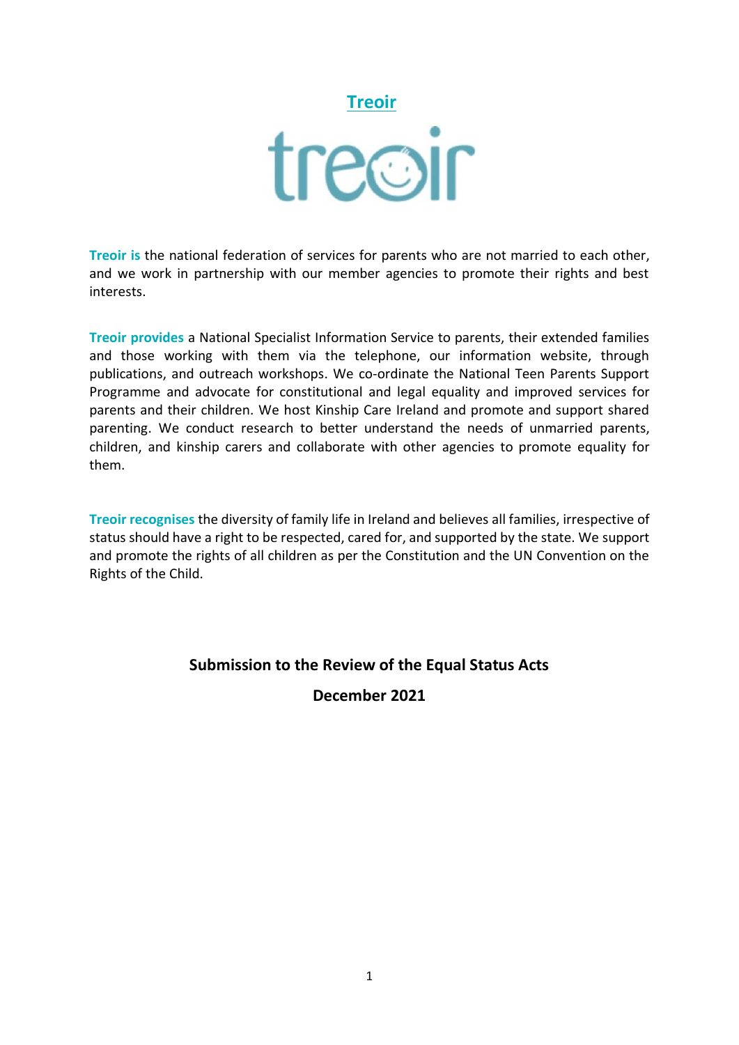# Treoir

**Treoir is** the national federation of services for parents who are not married to each other, and we work in partnership with our member agencies to promote their rights and best interests.

**Treoir provides** a National Specialist Information Service to parents, their extended families and those working with them via the telephone, our information website, through publications, and outreach workshops. We co-ordinate the National Teen Parents Support Programme and advocate for constitutional and legal equality and improved services for parents and their children. We host Kinship Care Ireland and promote and support shared parenting. We conduct research to better understand the needs of unmarried parents, children, and kinship carers and collaborate with other agencies to promote equality for them.

**Treoir recognises** the diversity of family life in Ireland and believes all families, irrespective of status should have a right to be respected, cared for, and supported by the state. We support and promote the rights of all children as per the Constitution and the UN Convention on the Rights of the Child.

**Submission to the Review of the Equal Status Acts**

**December 2021**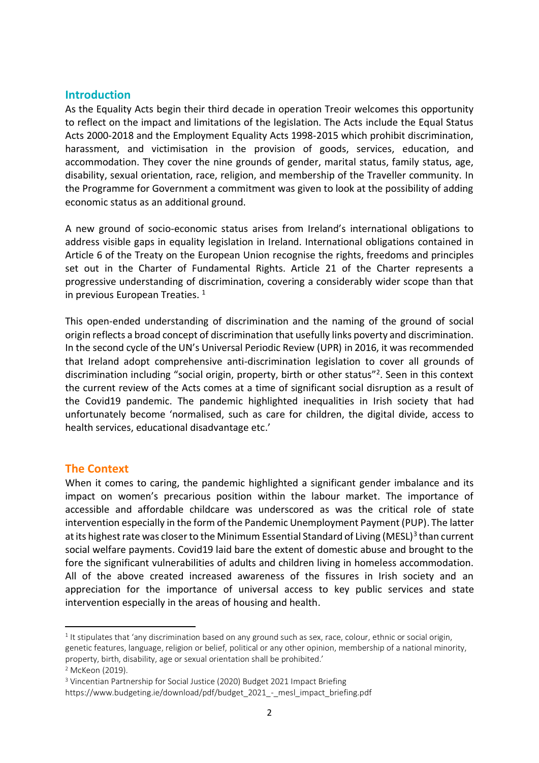## Introduction

As the Equality Acts begin their third decade in operation Treoir welcomes this opportunity to reflect on the impact and limitations of the legislation. The Acts include the Equal Status Acts 2000-2018 and the Employment Equality Acts 1998-2015 which prohibit discrimination, harassment, and victimisation in the provision of goods, services, education, and accommodation. They cover the nine grounds of gender, marital status, family status, age, disability, sexual orientation, race, religion, and membership of the Traveller community. In the Programme for Government a commitment was given to look at the possibility of adding economic status as an additional ground.

A new ground of socio-economic status arises from Ireland's international obligations to address visible gaps in equality legislation in Ireland. International obligations contained in Article 6 of the Treaty on the European Union recognise the rights, freedoms and principles set out in the Charter of Fundamental Rights. Article 21 of the Charter represents a progressive understanding of discrimination, covering a considerably wider scope than that in previous European Treaties. [1]

This open-ended understanding of discrimination and the naming of the ground of social origin reflects a broad concept of discrimination that usefully links poverty and discrimination. In the second cycle of the UN's Universal Periodic Review (UPR) in 2016, it was recommended that Ireland adopt comprehensive anti-discrimination legislation to cover all grounds of discrimination including "social origin, property, birth or other status"[2]. Seen in this context the current review of the Acts comes at a time of significant social disruption as a result of the Covid19 pandemic. The pandemic highlighted inequalities in Irish society that had unfortunately become 'normalised, such as care for children, the digital divide, access to health services, educational disadvantage etc.'

## The Context

When it comes to caring, the pandemic highlighted a significant gender imbalance and its impact on women's precarious position within the labour market. The importance of accessible and affordable childcare was underscored as was the critical role of state intervention especially in the form of the Pandemic Unemployment Payment (PUP). The latter at its highest rate was closer to the Minimum Essential Standard of Living (MESL)[3] than current social welfare payments. Covid19 laid bare the extent of domestic abuse and brought to the fore the significant vulnerabilities of adults and children living in homeless accommodation. All of the above created increased awareness of the fissures in Irish society and an appreciation for the importance of universal access to key public services and state intervention especially in the areas of housing and health.

---

[1] It stipulates that 'any discrimination based on any ground such as sex, race, colour, ethnic or social origin, genetic features, language, religion or belief, political or any other opinion, membership of a national minority, property, birth, disability, age or sexual orientation shall be prohibited.'

[2] McKeon (2019).

[3] Vincentian Partnership for Social Justice (2020) Budget 2021 Impact Briefing https://www.budgeting.ie/download/pdf/budget_2021_-_mesl_impact_briefing.pdf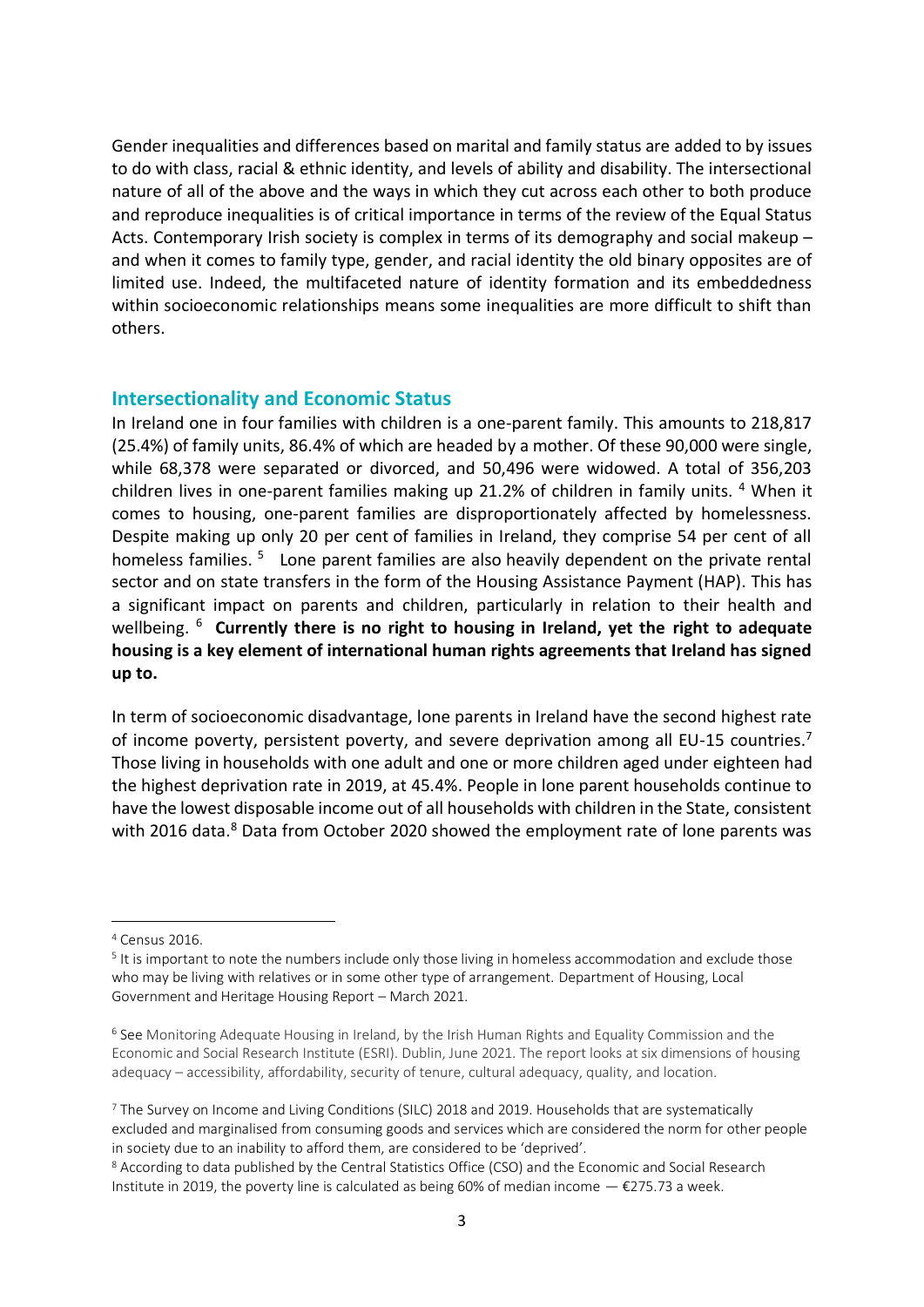Gender inequalities and differences based on marital and family status are added to by issues to do with class, racial & ethnic identity, and levels of ability and disability. The intersectional nature of all of the above and the ways in which they cut across each other to both produce and reproduce inequalities is of critical importance in terms of the review of the Equal Status Acts. Contemporary Irish society is complex in terms of its demography and social makeup – and when it comes to family type, gender, and racial identity the old binary opposites are of limited use. Indeed, the multifaceted nature of identity formation and its embeddedness within socioeconomic relationships means some inequalities are more difficult to shift than others.

## Intersectionality and Economic Status

In Ireland one in four families with children is a one-parent family. This amounts to 218,817 (25.4%) of family units, 86.4% of which are headed by a mother. Of these 90,000 were single, while 68,378 were separated or divorced, and 50,496 were widowed. A total of 356,203 children lives in one-parent families making up 21.2% of children in family units. [4] When it comes to housing, one-parent families are disproportionately affected by homelessness. Despite making up only 20 per cent of families in Ireland, they comprise 54 per cent of all homeless families. [5] Lone parent families are also heavily dependent on the private rental sector and on state transfers in the form of the Housing Assistance Payment (HAP). This has a significant impact on parents and children, particularly in relation to their health and wellbeing. [6] **Currently there is no right to housing in Ireland, yet the right to adequate housing is a key element of international human rights agreements that Ireland has signed up to.**

In term of socioeconomic disadvantage, lone parents in Ireland have the second highest rate of income poverty, persistent poverty, and severe deprivation among all EU-15 countries.[7] Those living in households with one adult and one or more children aged under eighteen had the highest deprivation rate in 2019, at 45.4%. People in lone parent households continue to have the lowest disposable income out of all households with children in the State, consistent with 2016 data.[8] Data from October 2020 showed the employment rate of lone parents was

---

[4] Census 2016.

[5] It is important to note the numbers include only those living in homeless accommodation and exclude those who may be living with relatives or in some other type of arrangement. Department of Housing, Local Government and Heritage Housing Report – March 2021.

[6] See Monitoring Adequate Housing in Ireland, by the Irish Human Rights and Equality Commission and the Economic and Social Research Institute (ESRI). Dublin, June 2021. The report looks at six dimensions of housing adequacy – accessibility, affordability, security of tenure, cultural adequacy, quality, and location.

[7] The Survey on Income and Living Conditions (SILC) 2018 and 2019. Households that are systematically excluded and marginalised from consuming goods and services which are considered the norm for other people in society due to an inability to afford them, are considered to be 'deprived'.

[8] According to data published by the Central Statistics Office (CSO) and the Economic and Social Research Institute in 2019, the poverty line is calculated as being 60% of median income — €275.73 a week.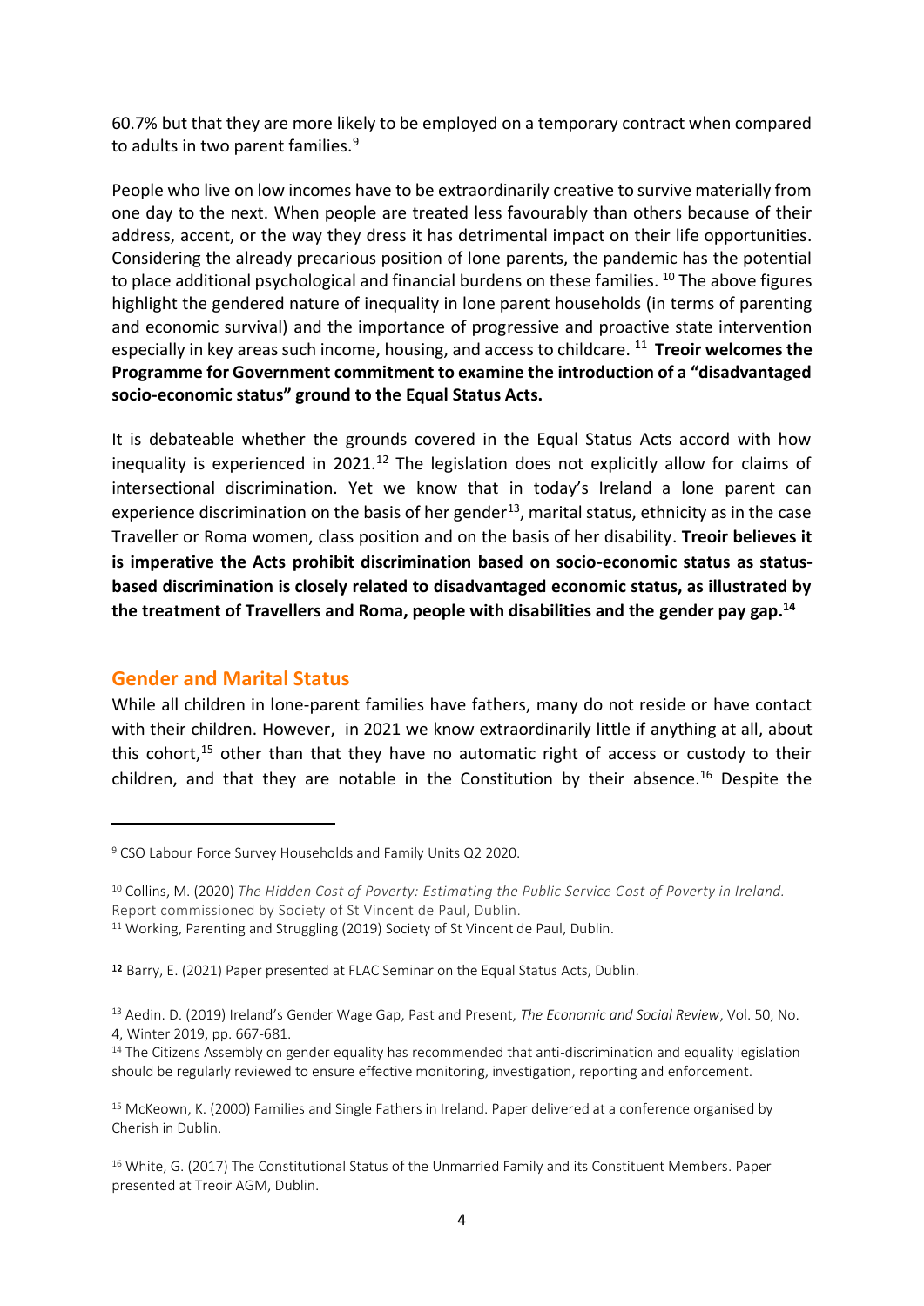60.7% but that they are more likely to be employed on a temporary contract when compared to adults in two parent families.[9]

People who live on low incomes have to be extraordinarily creative to survive materially from one day to the next. When people are treated less favourably than others because of their address, accent, or the way they dress it has detrimental impact on their life opportunities. Considering the already precarious position of lone parents, the pandemic has the potential to place additional psychological and financial burdens on these families. [10] The above figures highlight the gendered nature of inequality in lone parent households (in terms of parenting and economic survival) and the importance of progressive and proactive state intervention especially in key areas such income, housing, and access to childcare. [11] **Treoir welcomes the Programme for Government commitment to examine the introduction of a "disadvantaged socio-economic status" ground to the Equal Status Acts.**

It is debateable whether the grounds covered in the Equal Status Acts accord with how inequality is experienced in 2021.[12] The legislation does not explicitly allow for claims of intersectional discrimination. Yet we know that in today's Ireland a lone parent can experience discrimination on the basis of her gender[13], marital status, ethnicity as in the case Traveller or Roma women, class position and on the basis of her disability. **Treoir believes it is imperative the Acts prohibit discrimination based on socio-economic status as status-based discrimination is closely related to disadvantaged economic status, as illustrated by the treatment of Travellers and Roma, people with disabilities and the gender pay gap.[14]**

## Gender and Marital Status

While all children in lone-parent families have fathers, many do not reside or have contact with their children. However, in 2021 we know extraordinarily little if anything at all, about this cohort,[15] other than that they have no automatic right of access or custody to their children, and that they are notable in the Constitution by their absence.[16] Despite the

---

[9] CSO Labour Force Survey Households and Family Units Q2 2020.

[10] Collins, M. (2020) *The Hidden Cost of Poverty: Estimating the Public Service Cost of Poverty in Ireland.* Report commissioned by Society of St Vincent de Paul, Dublin.

[11] Working, Parenting and Struggling (2019) Society of St Vincent de Paul, Dublin.

[12] Barry, E. (2021) Paper presented at FLAC Seminar on the Equal Status Acts, Dublin.

[13] Aedin. D. (2019) Ireland's Gender Wage Gap, Past and Present, *The Economic and Social Review*, Vol. 50, No. 4, Winter 2019, pp. 667-681.

[14] The Citizens Assembly on gender equality has recommended that anti-discrimination and equality legislation should be regularly reviewed to ensure effective monitoring, investigation, reporting and enforcement.

[15] McKeown, K. (2000) Families and Single Fathers in Ireland. Paper delivered at a conference organised by Cherish in Dublin.

[16] White, G. (2017) The Constitutional Status of the Unmarried Family and its Constituent Members. Paper presented at Treoir AGM, Dublin.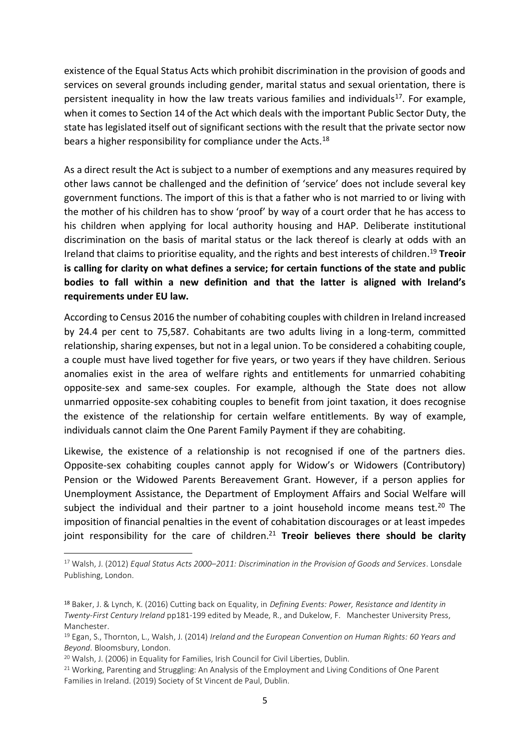existence of the Equal Status Acts which prohibit discrimination in the provision of goods and services on several grounds including gender, marital status and sexual orientation, there is persistent inequality in how the law treats various families and individuals[17]. For example, when it comes to Section 14 of the Act which deals with the important Public Sector Duty, the state has legislated itself out of significant sections with the result that the private sector now bears a higher responsibility for compliance under the Acts.[18]

As a direct result the Act is subject to a number of exemptions and any measures required by other laws cannot be challenged and the definition of 'service' does not include several key government functions. The import of this is that a father who is not married to or living with the mother of his children has to show 'proof' by way of a court order that he has access to his children when applying for local authority housing and HAP. Deliberate institutional discrimination on the basis of marital status or the lack thereof is clearly at odds with an Ireland that claims to prioritise equality, and the rights and best interests of children.[19] **Treoir is calling for clarity on what defines a service; for certain functions of the state and public bodies to fall within a new definition and that the latter is aligned with Ireland's requirements under EU law.**

According to Census 2016 the number of cohabiting couples with children in Ireland increased by 24.4 per cent to 75,587. Cohabitants are two adults living in a long-term, committed relationship, sharing expenses, but not in a legal union. To be considered a cohabiting couple, a couple must have lived together for five years, or two years if they have children. Serious anomalies exist in the area of welfare rights and entitlements for unmarried cohabiting opposite-sex and same-sex couples. For example, although the State does not allow unmarried opposite-sex cohabiting couples to benefit from joint taxation, it does recognise the existence of the relationship for certain welfare entitlements. By way of example, individuals cannot claim the One Parent Family Payment if they are cohabiting.

Likewise, the existence of a relationship is not recognised if one of the partners dies. Opposite-sex cohabiting couples cannot apply for Widow's or Widowers (Contributory) Pension or the Widowed Parents Bereavement Grant. However, if a person applies for Unemployment Assistance, the Department of Employment Affairs and Social Welfare will subject the individual and their partner to a joint household income means test.[20] The imposition of financial penalties in the event of cohabitation discourages or at least impedes joint responsibility for the care of children.[21] **Treoir believes there should be clarity**

---

[17] Walsh, J. (2012) *Equal Status Acts 2000–2011: Discrimination in the Provision of Goods and Services*. Lonsdale Publishing, London.

[18] Baker, J. & Lynch, K. (2016) Cutting back on Equality, in *Defining Events: Power, Resistance and Identity in Twenty-First Century Ireland* pp181-199 edited by Meade, R., and Dukelow, F. Manchester University Press, Manchester.

[19] Egan, S., Thornton, L., Walsh, J. (2014) *Ireland and the European Convention on Human Rights: 60 Years and Beyond*. Bloomsbury, London.

[20] Walsh, J. (2006) in Equality for Families, Irish Council for Civil Liberties, Dublin.

[21] Working, Parenting and Struggling: An Analysis of the Employment and Living Conditions of One Parent Families in Ireland. (2019) Society of St Vincent de Paul, Dublin.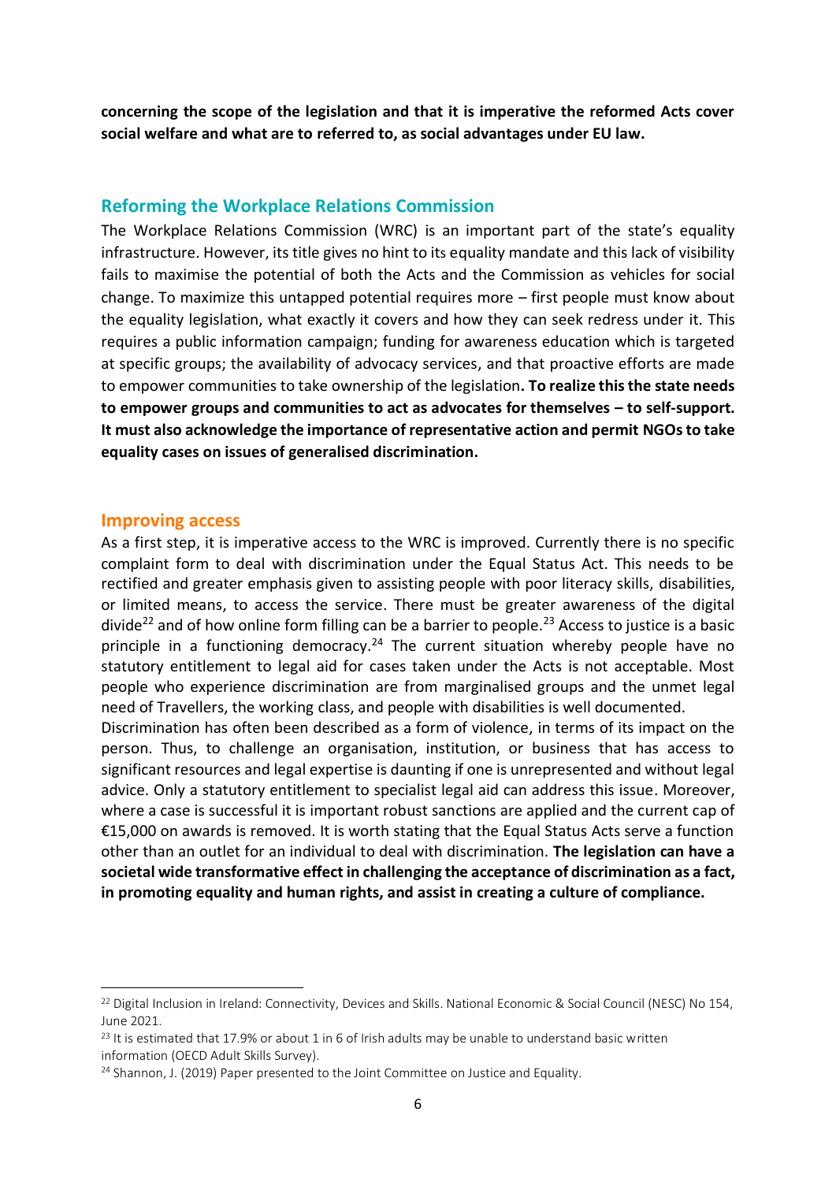**concerning the scope of the legislation and that it is imperative the reformed Acts cover social welfare and what are to referred to, as social advantages under EU law.**

## Reforming the Workplace Relations Commission

The Workplace Relations Commission (WRC) is an important part of the state's equality infrastructure. However, its title gives no hint to its equality mandate and this lack of visibility fails to maximise the potential of both the Acts and the Commission as vehicles for social change. To maximize this untapped potential requires more – first people must know about the equality legislation, what exactly it covers and how they can seek redress under it. This requires a public information campaign; funding for awareness education which is targeted at specific groups; the availability of advocacy services, and that proactive efforts are made to empower communities to take ownership of the legislation**. To realize this the state needs to empower groups and communities to act as advocates for themselves – to self-support. It must also acknowledge the importance of representative action and permit NGOs to take equality cases on issues of generalised discrimination.**

## Improving access

As a first step, it is imperative access to the WRC is improved. Currently there is no specific complaint form to deal with discrimination under the Equal Status Act. This needs to be rectified and greater emphasis given to assisting people with poor literacy skills, disabilities, or limited means, to access the service. There must be greater awareness of the digital divide[22] and of how online form filling can be a barrier to people.[23] Access to justice is a basic principle in a functioning democracy.[24] The current situation whereby people have no statutory entitlement to legal aid for cases taken under the Acts is not acceptable. Most people who experience discrimination are from marginalised groups and the unmet legal need of Travellers, the working class, and people with disabilities is well documented.

Discrimination has often been described as a form of violence, in terms of its impact on the person. Thus, to challenge an organisation, institution, or business that has access to significant resources and legal expertise is daunting if one is unrepresented and without legal advice. Only a statutory entitlement to specialist legal aid can address this issue. Moreover, where a case is successful it is important robust sanctions are applied and the current cap of €15,000 on awards is removed. It is worth stating that the Equal Status Acts serve a function other than an outlet for an individual to deal with discrimination. **The legislation can have a societal wide transformative effect in challenging the acceptance of discrimination as a fact, in promoting equality and human rights, and assist in creating a culture of compliance.**

---

[22] Digital Inclusion in Ireland: Connectivity, Devices and Skills. National Economic & Social Council (NESC) No 154, June 2021.

[23] It is estimated that 17.9% or about 1 in 6 of Irish adults may be unable to understand basic written information (OECD Adult Skills Survey).

[24] Shannon, J. (2019) Paper presented to the Joint Committee on Justice and Equality.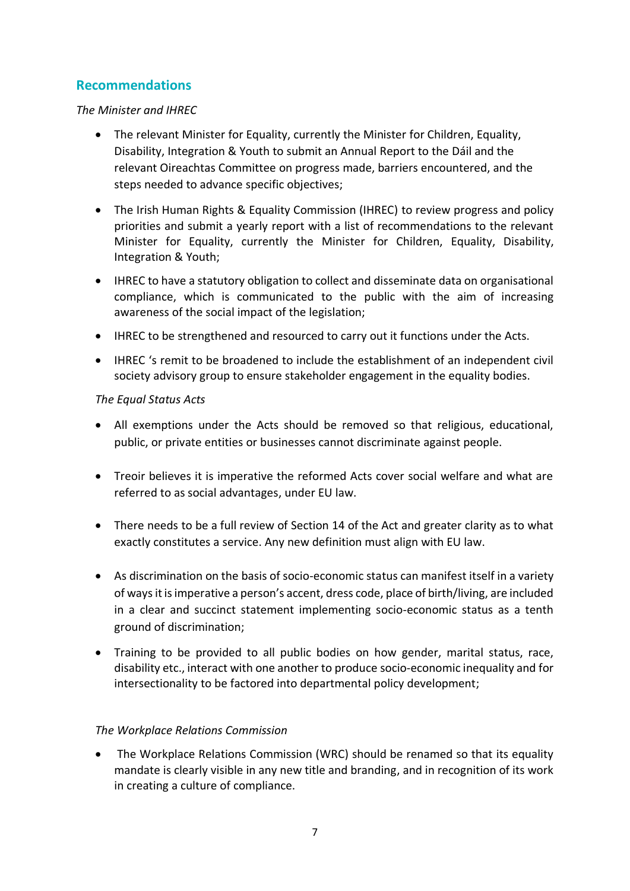## Recommendations

*The Minister and IHREC*

- The relevant Minister for Equality, currently the Minister for Children, Equality, Disability, Integration & Youth to submit an Annual Report to the Dáil and the relevant Oireachtas Committee on progress made, barriers encountered, and the steps needed to advance specific objectives;
- The Irish Human Rights & Equality Commission (IHREC) to review progress and policy priorities and submit a yearly report with a list of recommendations to the relevant Minister for Equality, currently the Minister for Children, Equality, Disability, Integration & Youth;
- IHREC to have a statutory obligation to collect and disseminate data on organisational compliance, which is communicated to the public with the aim of increasing awareness of the social impact of the legislation;
- IHREC to be strengthened and resourced to carry out it functions under the Acts.
- IHREC 's remit to be broadened to include the establishment of an independent civil society advisory group to ensure stakeholder engagement in the equality bodies.

*The Equal Status Acts*

- All exemptions under the Acts should be removed so that religious, educational, public, or private entities or businesses cannot discriminate against people.
- Treoir believes it is imperative the reformed Acts cover social welfare and what are referred to as social advantages, under EU law.
- There needs to be a full review of Section 14 of the Act and greater clarity as to what exactly constitutes a service. Any new definition must align with EU law.
- As discrimination on the basis of socio-economic status can manifest itself in a variety of ways it is imperative a person's accent, dress code, place of birth/living, are included in a clear and succinct statement implementing socio-economic status as a tenth ground of discrimination;
- Training to be provided to all public bodies on how gender, marital status, race, disability etc., interact with one another to produce socio-economic inequality and for intersectionality to be factored into departmental policy development;

*The Workplace Relations Commission*

- The Workplace Relations Commission (WRC) should be renamed so that its equality mandate is clearly visible in any new title and branding, and in recognition of its work in creating a culture of compliance.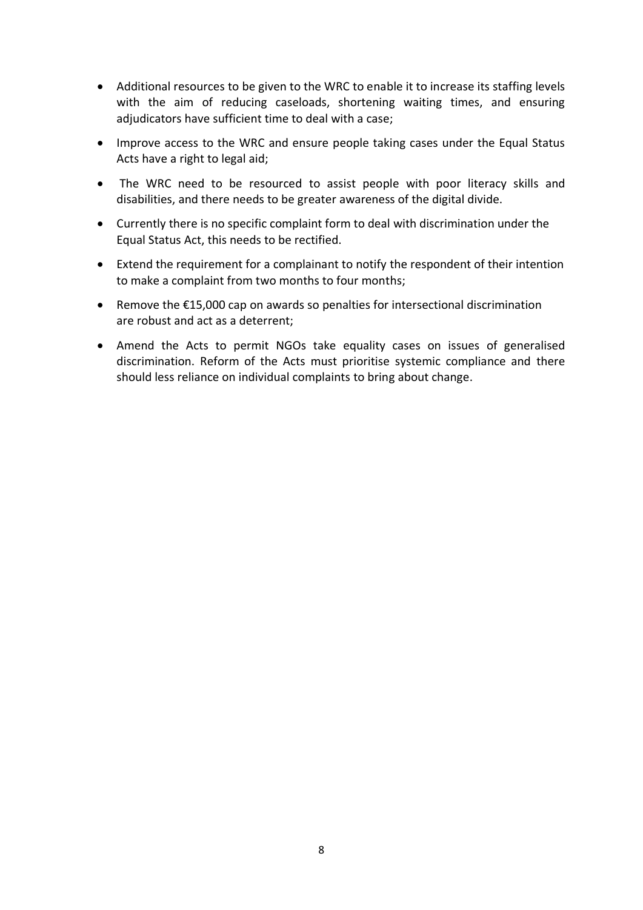- Additional resources to be given to the WRC to enable it to increase its staffing levels with the aim of reducing caseloads, shortening waiting times, and ensuring adjudicators have sufficient time to deal with a case;
- Improve access to the WRC and ensure people taking cases under the Equal Status Acts have a right to legal aid;
- The WRC need to be resourced to assist people with poor literacy skills and disabilities, and there needs to be greater awareness of the digital divide.
- Currently there is no specific complaint form to deal with discrimination under the Equal Status Act, this needs to be rectified.
- Extend the requirement for a complainant to notify the respondent of their intention to make a complaint from two months to four months;
- Remove the €15,000 cap on awards so penalties for intersectional discrimination are robust and act as a deterrent;
- Amend the Acts to permit NGOs take equality cases on issues of generalised discrimination. Reform of the Acts must prioritise systemic compliance and there should less reliance on individual complaints to bring about change.